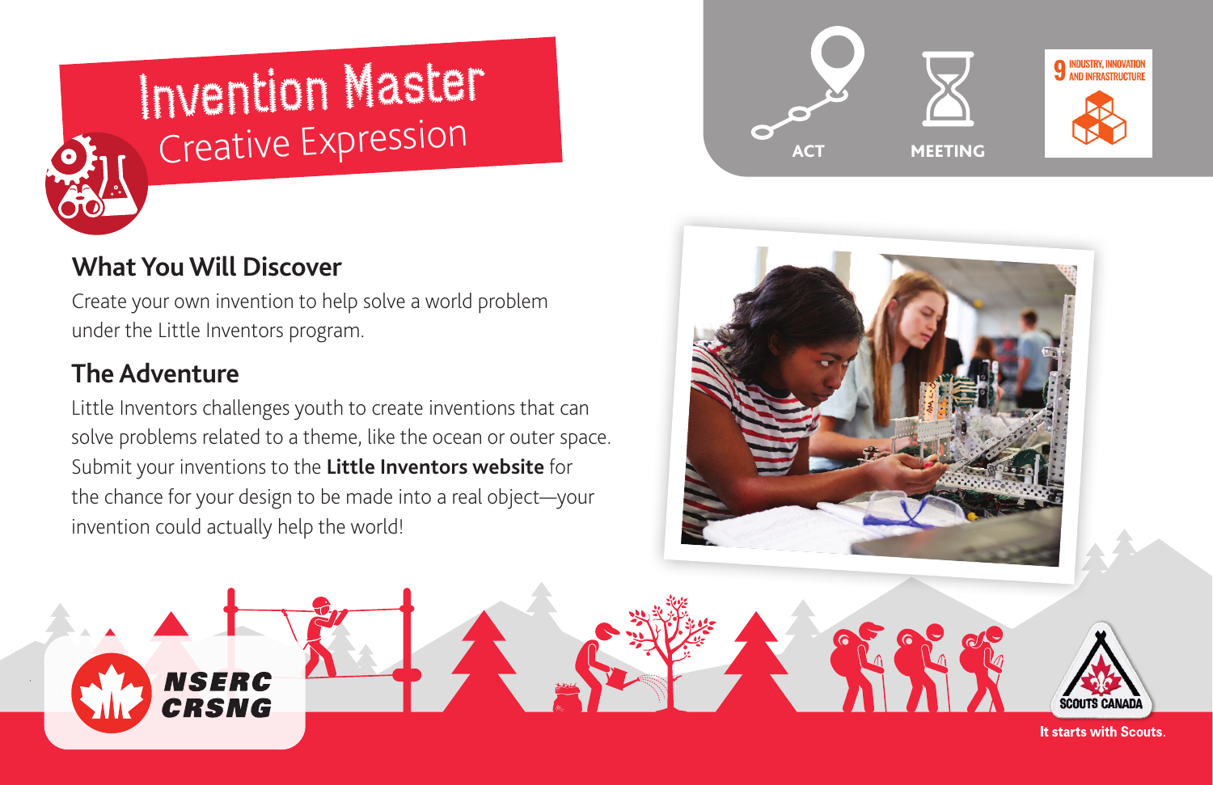# Invention Master
## Creative Expression

ACT

MEETING

9 INDUSTRY, INNOVATION AND INFRASTRUCTURE

### What You Will Discover

Create your own invention to help solve a world problem under the Little Inventors program.

### The Adventure

Little Inventors challenges youth to create inventions that can solve problems related to a theme, like the ocean or outer space. Submit your inventions to the **Little Inventors website** for the chance for your design to be made into a real object—your invention could actually help the world!

NSERC CRSNG

SCOUTS CANADA

It starts with Scouts.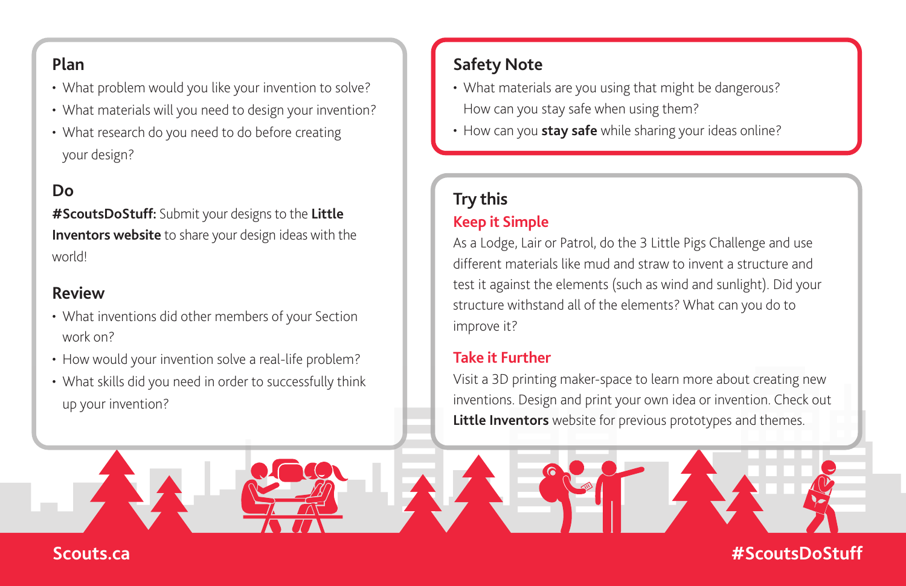## Plan

- What problem would you like your invention to solve?
- What materials will you need to design your invention?
- What research do you need to do before creating your design?

## Do

**#ScoutsDoStuff:** Submit your designs to the **Little Inventors website** to share your design ideas with the world!

## Review

- What inventions did other members of your Section work on?
- How would your invention solve a real-life problem?
- What skills did you need in order to successfully think up your invention?

## Safety Note

- What materials are you using that might be dangerous? How can you stay safe when using them?
- How can you **stay safe** while sharing your ideas online?

## Try this

### Keep it Simple

As a Lodge, Lair or Patrol, do the 3 Little Pigs Challenge and use different materials like mud and straw to invent a structure and test it against the elements (such as wind and sunlight). Did your structure withstand all of the elements? What can you do to improve it?

### Take it Further

Visit a 3D printing maker-space to learn more about creating new inventions. Design and print your own idea or invention. Check out **Little Inventors** website for previous prototypes and themes.

Scouts.ca

#ScoutsDoStuff